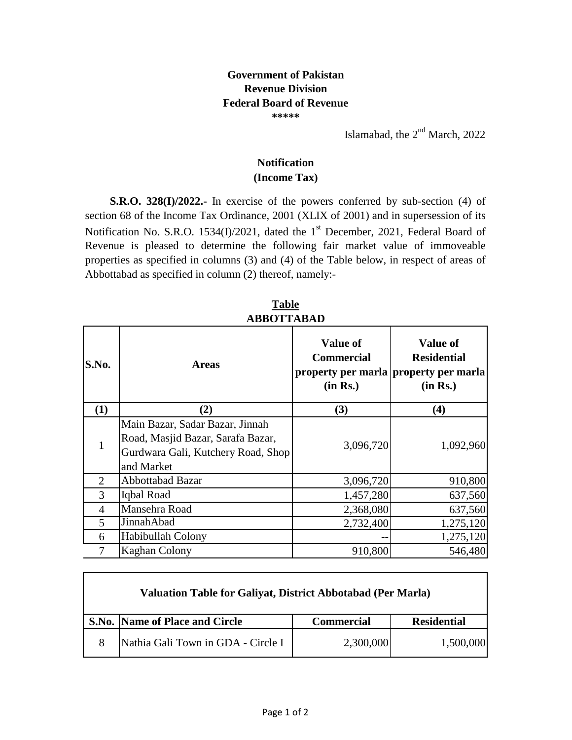**Government of Pakistan**
**Revenue Division**
**Federal Board of Revenue**
**\*\*\*\*\***

Islamabad, the 2nd March, 2022

## Notification
## (Income Tax)

**S.R.O. 328(I)/2022.-** In exercise of the powers conferred by sub-section (4) of section 68 of the Income Tax Ordinance, 2001 (XLIX of 2001) and in supersession of its Notification No. S.R.O. 1534(I)/2021, dated the 1st December, 2021, Federal Board of Revenue is pleased to determine the following fair market value of immoveable properties as specified in columns (3) and (4) of the Table below, in respect of areas of Abbottabad as specified in column (2) thereof, namely:-

**Table**
**ABBOTTABAD**

| S.No. | Areas | Value of Commercial property per marla (in Rs.) | Value of Residential property per marla (in Rs.) |
|---|---|---|---|
| (1) | (2) | (3) | (4) |
| 1 | Main Bazar, Sadar Bazar, Jinnah Road, Masjid Bazar, Sarafa Bazar, Gurdwara Gali, Kutchery Road, Shop and Market | 3,096,720 | 1,092,960 |
| 2 | Abbottabad Bazar | 3,096,720 | 910,800 |
| 3 | Iqbal Road | 1,457,280 | 637,560 |
| 4 | Mansehra Road | 2,368,080 | 637,560 |
| 5 | JinnahAbad | 2,732,400 | 1,275,120 |
| 6 | Habibullah Colony | -- | 1,275,120 |
| 7 | Kaghan Colony | 910,800 | 546,480 |

**Valuation Table for Galiyat, District Abbotabad (Per Marla)**

| S.No. | Name of Place and Circle | Commercial | Residential |
|---|---|---|---|
| 8 | Nathia Gali Town in GDA - Circle I | 2,300,000 | 1,500,000 |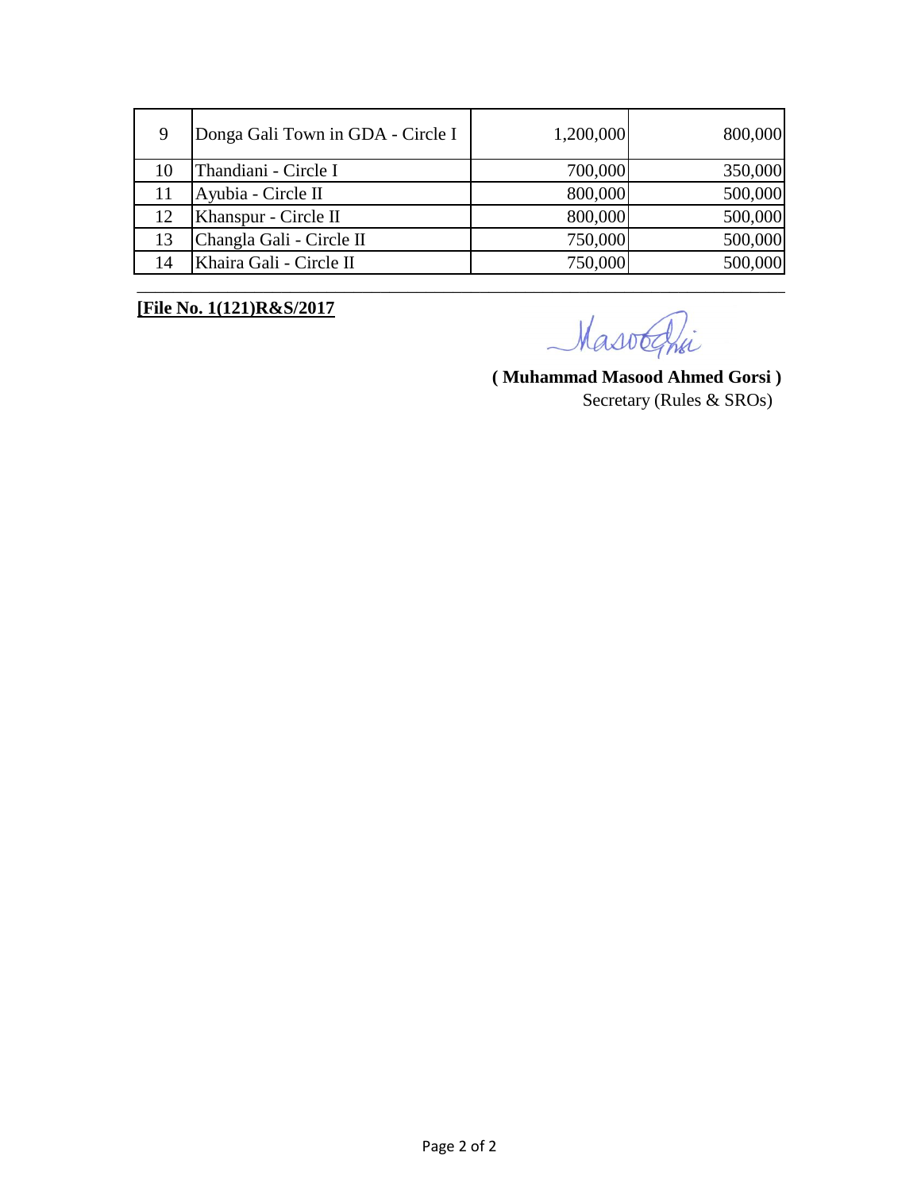| | | | |
|---|---|---|---|
| 9 | Donga Gali Town in GDA - Circle I | 1,200,000 | 800,000 |
| 10 | Thandiani - Circle I | 700,000 | 350,000 |
| 11 | Ayubia - Circle II | 800,000 | 500,000 |
| 12 | Khanspur - Circle II | 800,000 | 500,000 |
| 13 | Changla Gali - Circle II | 750,000 | 500,000 |
| 14 | Khaira Gali - Circle II | 750,000 | 500,000 |

**[File No. 1(121)R&S/2017**

**( Muhammad Masood Ahmed Gorsi )**
Secretary (Rules & SROs)